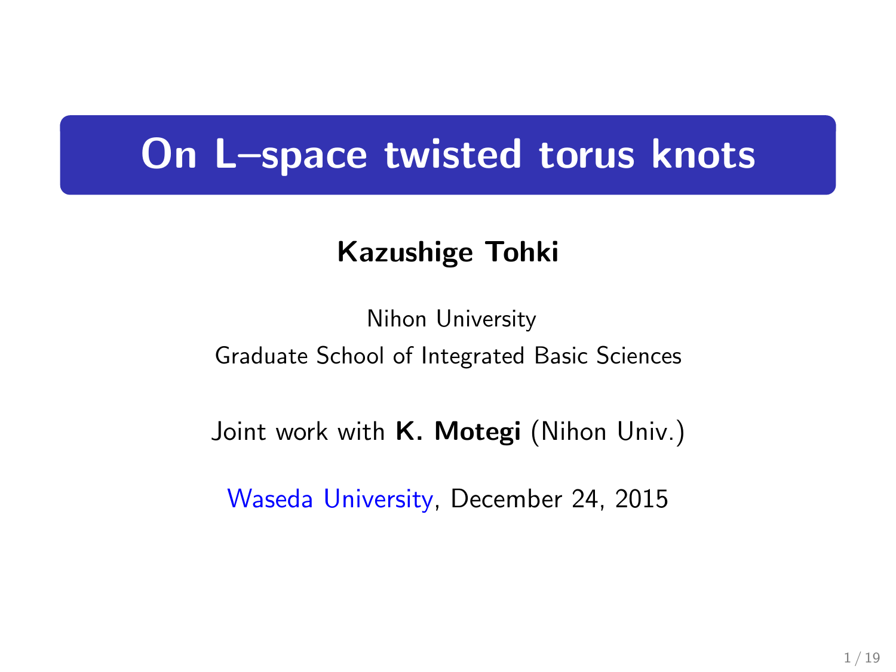# On L–space twisted torus knots

**Kazushige Tohki**

Nihon University

Graduate School of Integrated Basic Sciences

Joint work with **K. Motegi** (Nihon Univ.)

Waseda University, December 24, 2015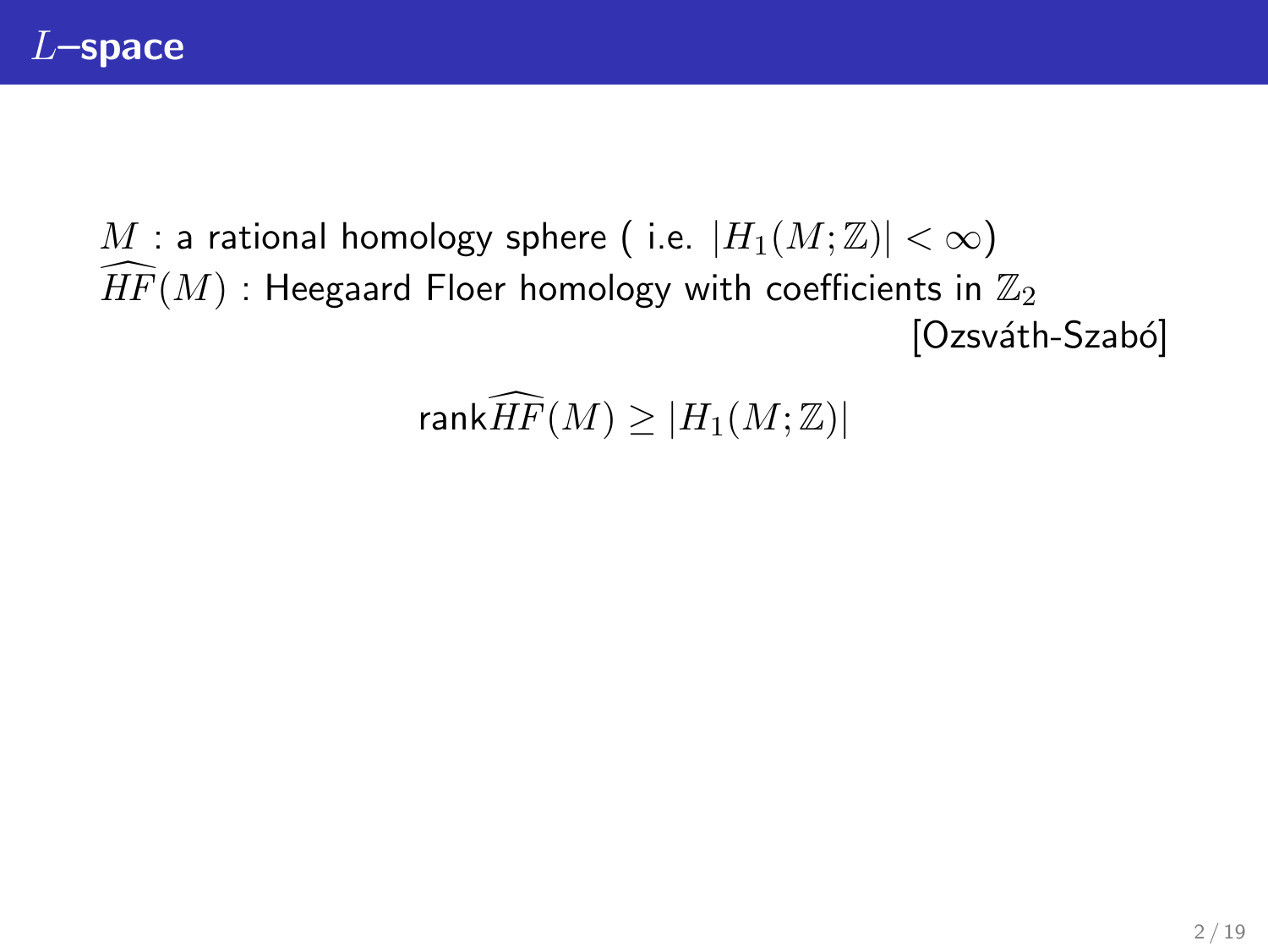# $L$–space

$M$ : a rational homology sphere ( i.e. $|H_1(M;\mathbb{Z})| < \infty$)
$\widehat{HF}(M)$ : Heegaard Floer homology with coefficients in $\mathbb{Z}_2$

[Ozsváth-Szabó]

$$\text{rank}\widehat{HF}(M) \geq |H_1(M;\mathbb{Z})|$$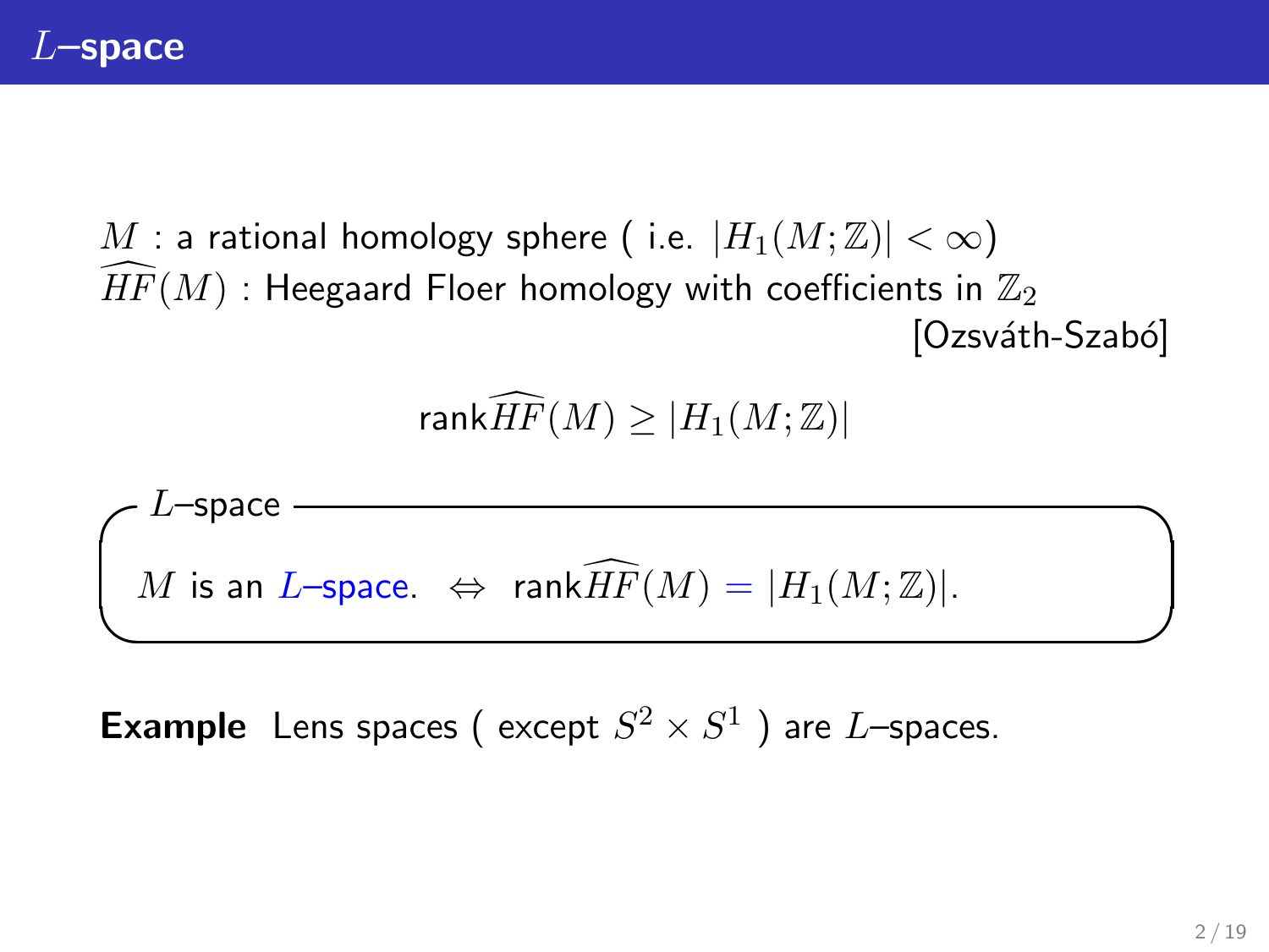# $L$–space

$M$ : a rational homology sphere ( i.e. $|H_1(M;\mathbb{Z})| < \infty$)
$\widehat{HF}(M)$ : Heegaard Floer homology with coefficients in $\mathbb{Z}_2$

[Ozsváth-Szabó]

$$\text{rank}\widehat{HF}(M) \geq |H_1(M;\mathbb{Z})|$$

**$L$–space**

$M$ is an $L$–space. $\Leftrightarrow$ $\text{rank}\widehat{HF}(M) = |H_1(M;\mathbb{Z})|$.

**Example** Lens spaces ( except $S^2 \times S^1$ ) are $L$–spaces.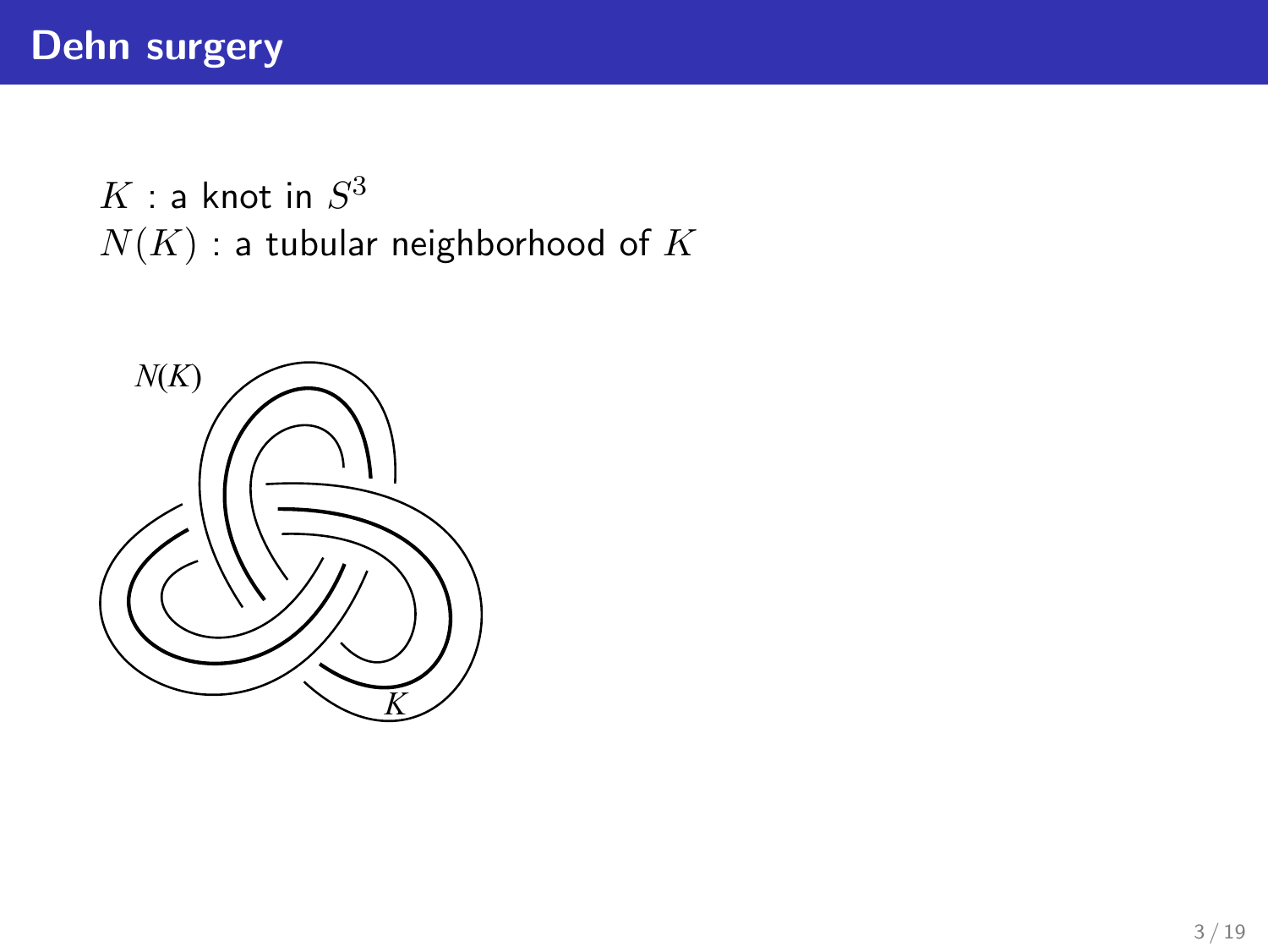# Dehn surgery

$K$ : a knot in $S^3$
$N(K)$ : a tubular neighborhood of $K$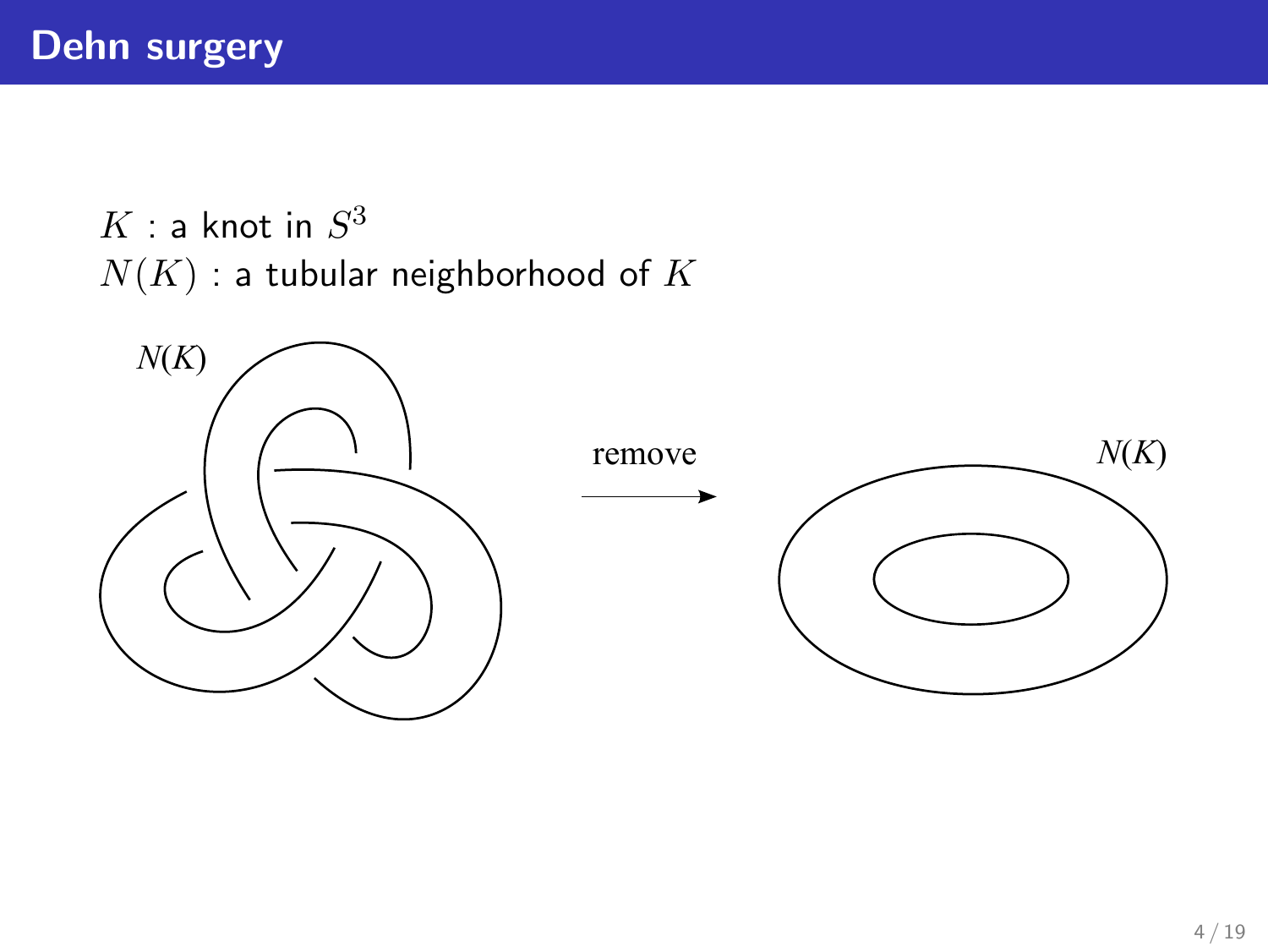# Dehn surgery

$K$ : a knot in $S^3$
$N(K)$ : a tubular neighborhood of $K$

$N(K)$ remove $N(K)$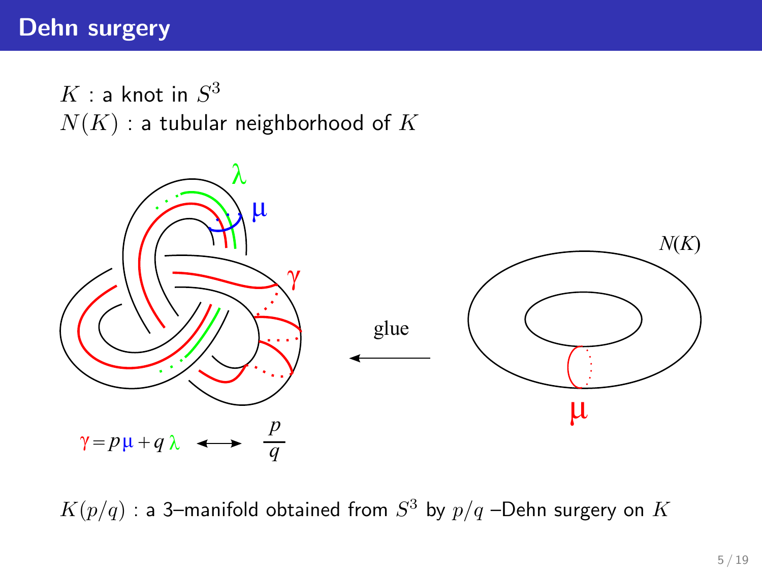# Dehn surgery

$K$ : a knot in $S^3$
$N(K)$ : a tubular neighborhood of $K$

$\lambda$ $\mu$ $\gamma$ $N(K)$

glue

$\mu$

$\gamma = p\mu + q\lambda \longleftrightarrow \dfrac{p}{q}$

$K(p/q)$ : a 3–manifold obtained from $S^3$ by $p/q$ –Dehn surgery on $K$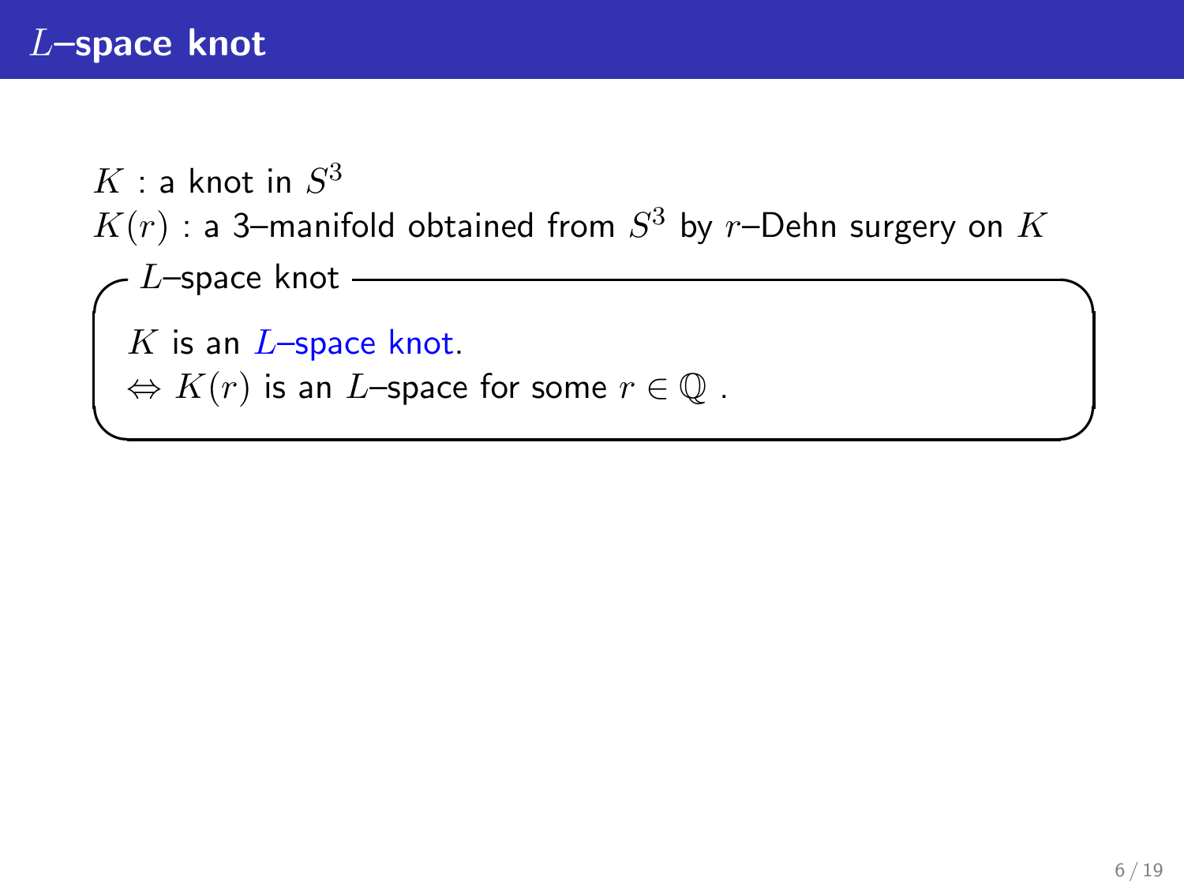# $L$–space knot

$K$ : a knot in $S^3$
$K(r)$ : a 3–manifold obtained from $S^3$ by $r$–Dehn surgery on $K$

**$L$–space knot**

$K$ is an $L$–space knot.
$\Leftrightarrow$ $K(r)$ is an $L$–space for some $r \in \mathbb{Q}$ .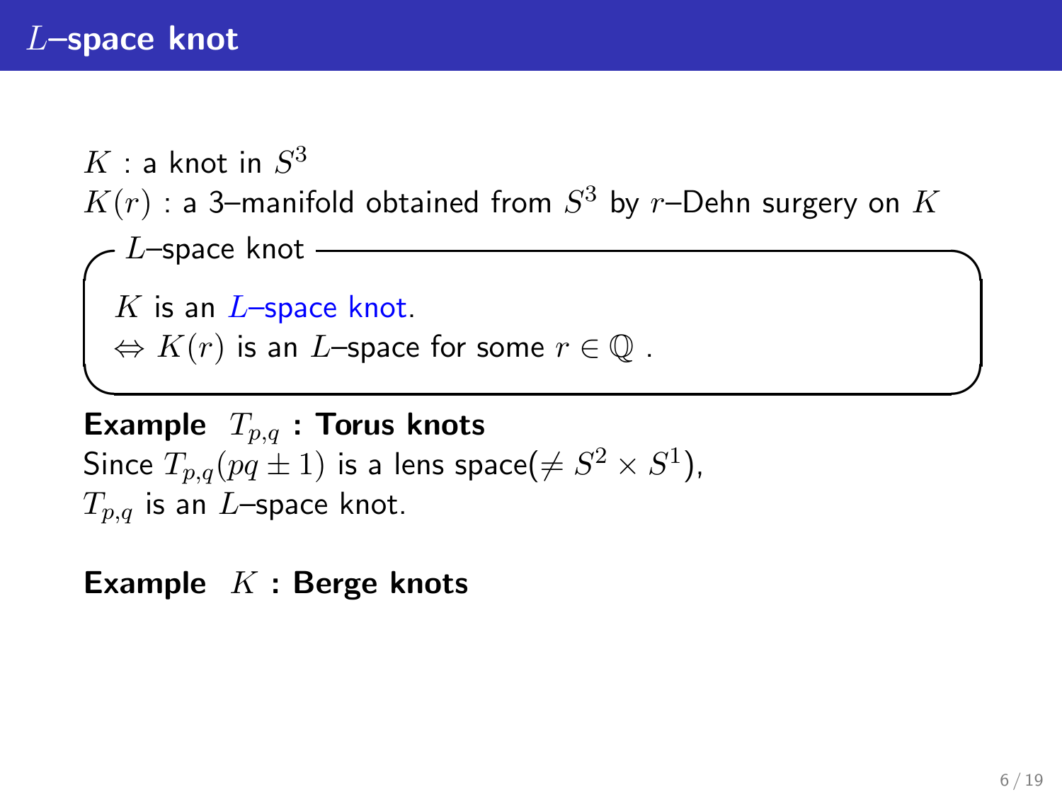# $L$–space knot

$K$ : a knot in $S^3$

$K(r)$ : a 3–manifold obtained from $S^3$ by $r$–Dehn surgery on $K$

**$L$–space knot**

$K$ is an $L$–space knot.

$\Leftrightarrow$ $K(r)$ is an $L$–space for some $r \in \mathbb{Q}$ .

**Example** $T_{p,q}$ **: Torus knots**

Since $T_{p,q}(pq \pm 1)$ is a lens space($\neq S^2 \times S^1$),

$T_{p,q}$ is an $L$–space knot.

**Example** $K$ **: Berge knots**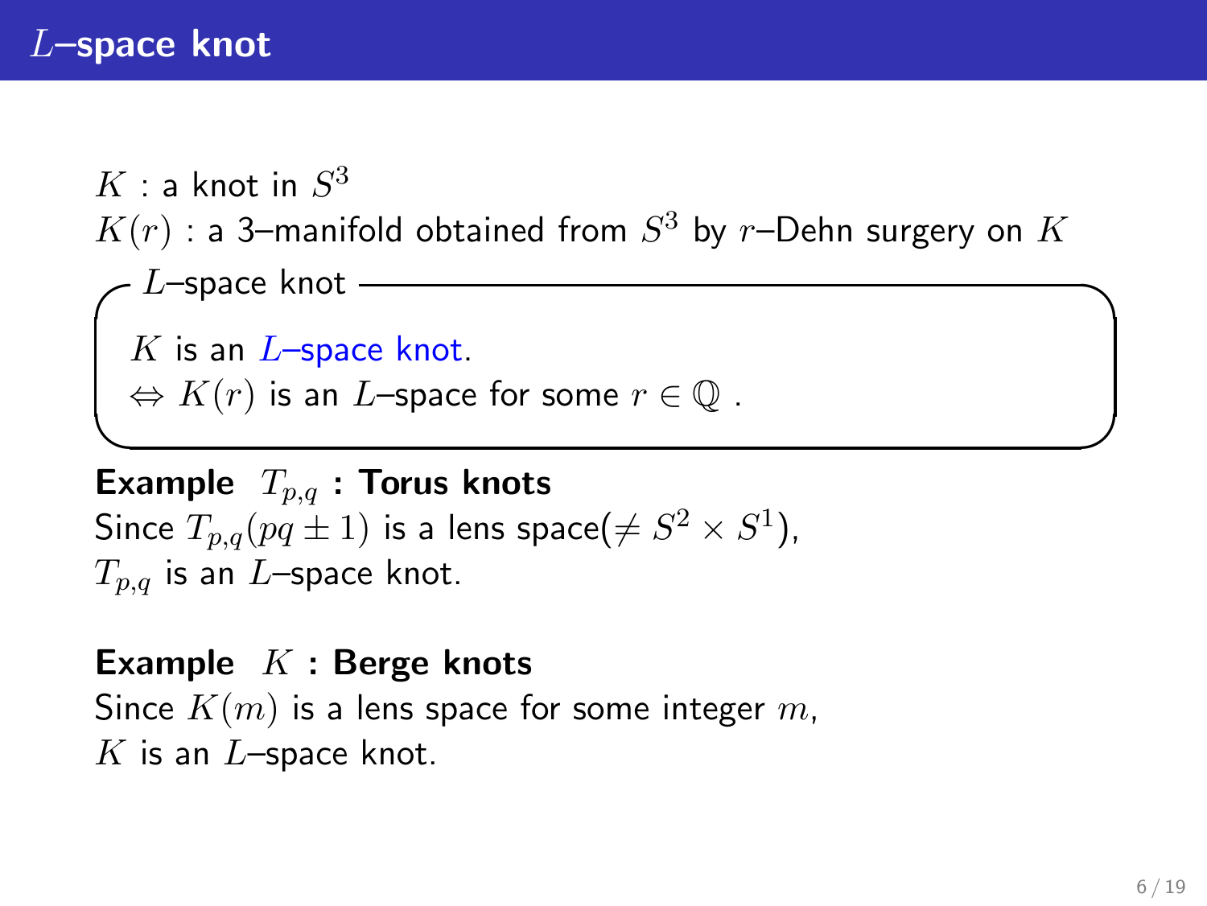## $L$–space knot

$K$ : a knot in $S^3$
$K(r)$ : a 3–manifold obtained from $S^3$ by $r$–Dehn surgery on $K$

**$L$–space knot**

$K$ is an $L$–space knot.
$\Leftrightarrow$ $K(r)$ is an $L$–space for some $r \in \mathbb{Q}$ .

**Example $T_{p,q}$ : Torus knots**
Since $T_{p,q}(pq \pm 1)$ is a lens space($\neq S^2 \times S^1$),
$T_{p,q}$ is an $L$–space knot.

**Example $K$ : Berge knots**
Since $K(m)$ is a lens space for some integer $m$,
$K$ is an $L$–space knot.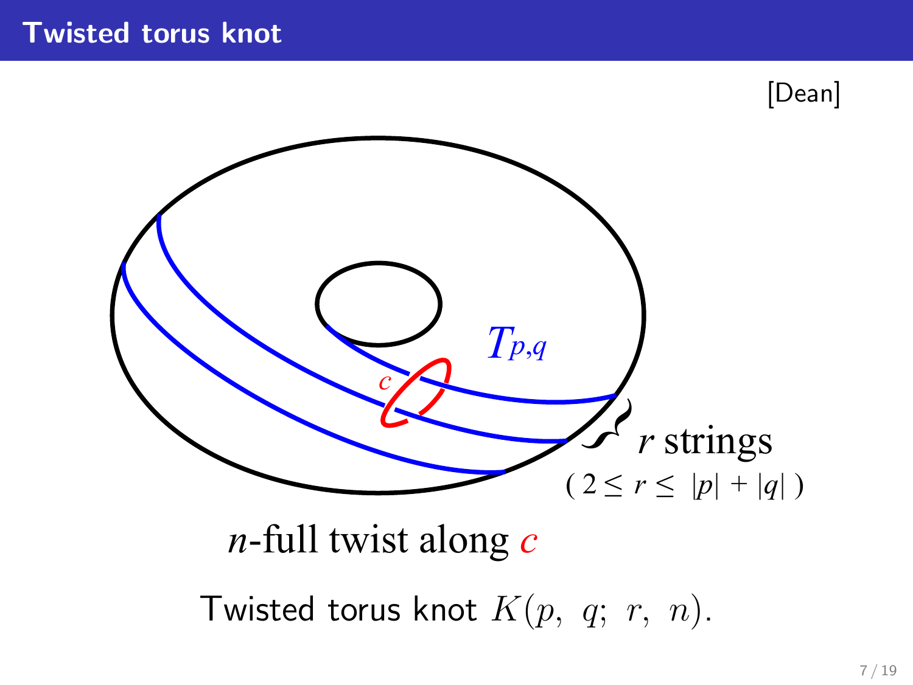# Twisted torus knot

[Dean]

$T_{p,q}$

$c$

$r$ strings

$( 2 \leq r \leq |p| + |q| )$

$n$-full twist along $c$

Twisted torus knot $K(p,\ q;\ r,\ n)$.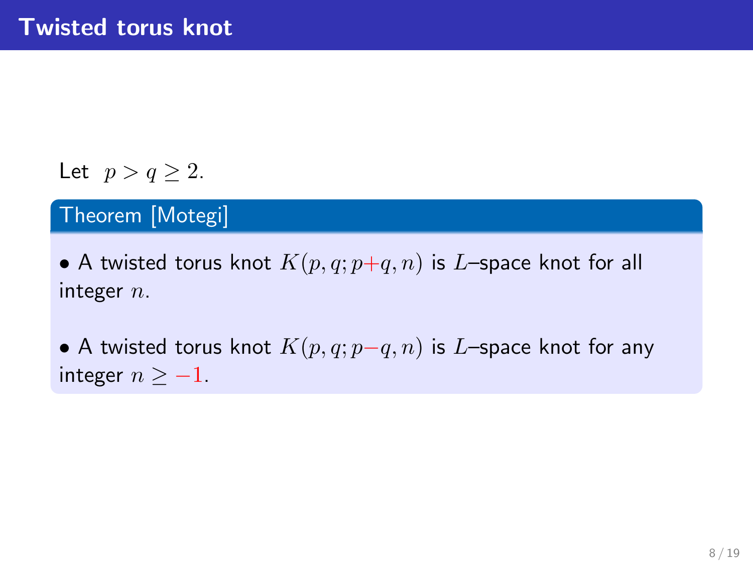# Twisted torus knot

Let $p > q \geq 2$.

**Theorem [Motegi]**

- A twisted torus knot $K(p, q; p+q, n)$ is $L$–space knot for all integer $n$.

- A twisted torus knot $K(p, q; p-q, n)$ is $L$–space knot for any integer $n \geq -1$.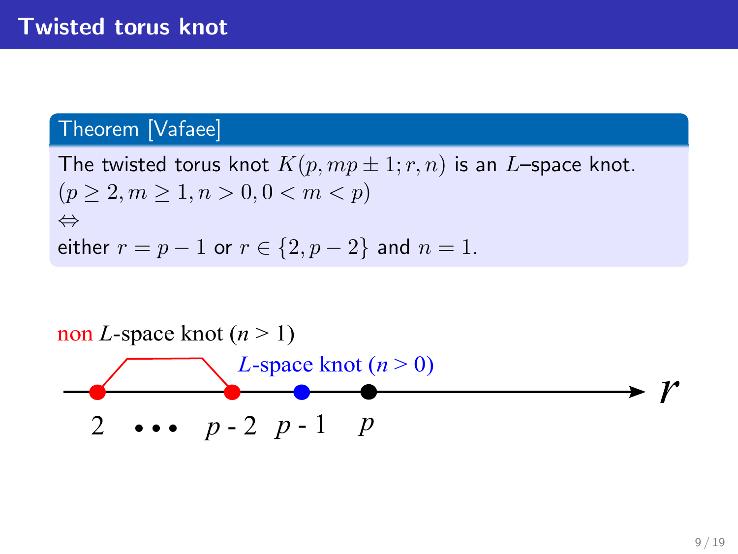# Twisted torus knot

**Theorem [Vafaee]**

The twisted torus knot $K(p, mp \pm 1; r, n)$ is an $L$–space knot.
$(p \geq 2, m \geq 1, n > 0, 0 < m < p)$
$\Leftrightarrow$
either $r = p - 1$ or $r \in \{2, p - 2\}$ and $n = 1$.

non $L$-space knot ($n > 1$)

$L$-space knot ($n > 0$)

$2 \quad \cdots \quad p-2 \quad p-1 \quad p \qquad r$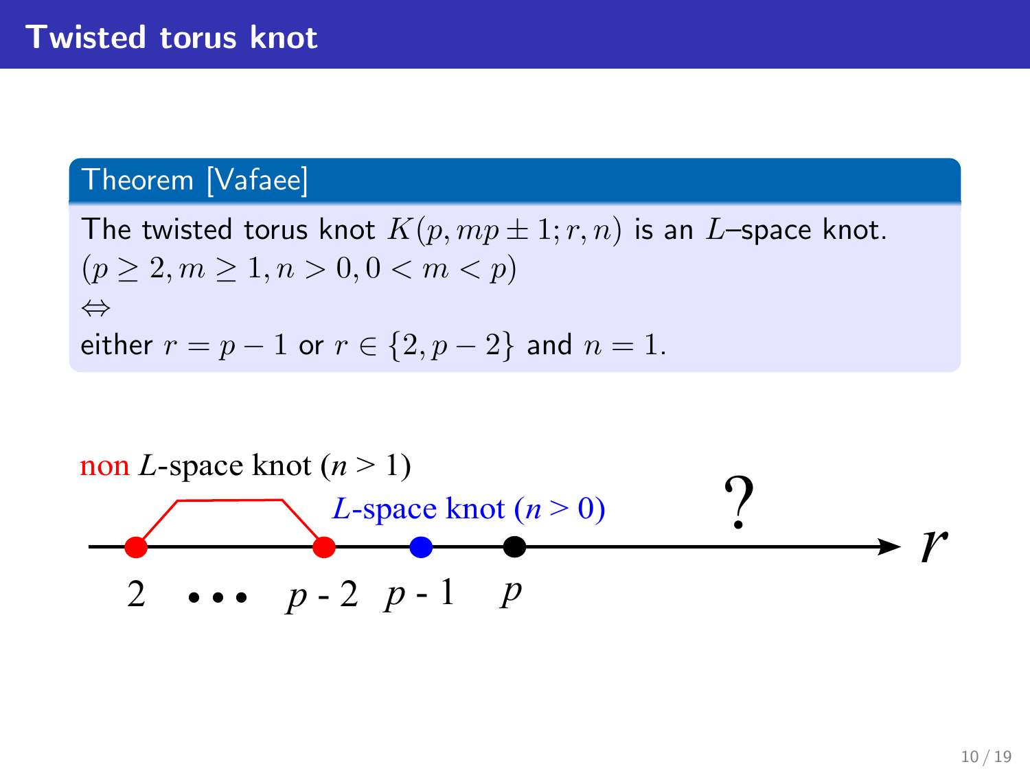# Twisted torus knot

**Theorem [Vafaee]**

The twisted torus knot $K(p, mp \pm 1; r, n)$ is an $L$–space knot.
$(p \geq 2, m \geq 1, n > 0, 0 < m < p)$
$\Leftrightarrow$
either $r = p - 1$ or $r \in \{2, p - 2\}$ and $n = 1$.

non $L$-space knot ($n > 1$)

$L$-space knot ($n > 0$)

?

$r$

2 • • • $p$ - 2 $p$ - 1 $p$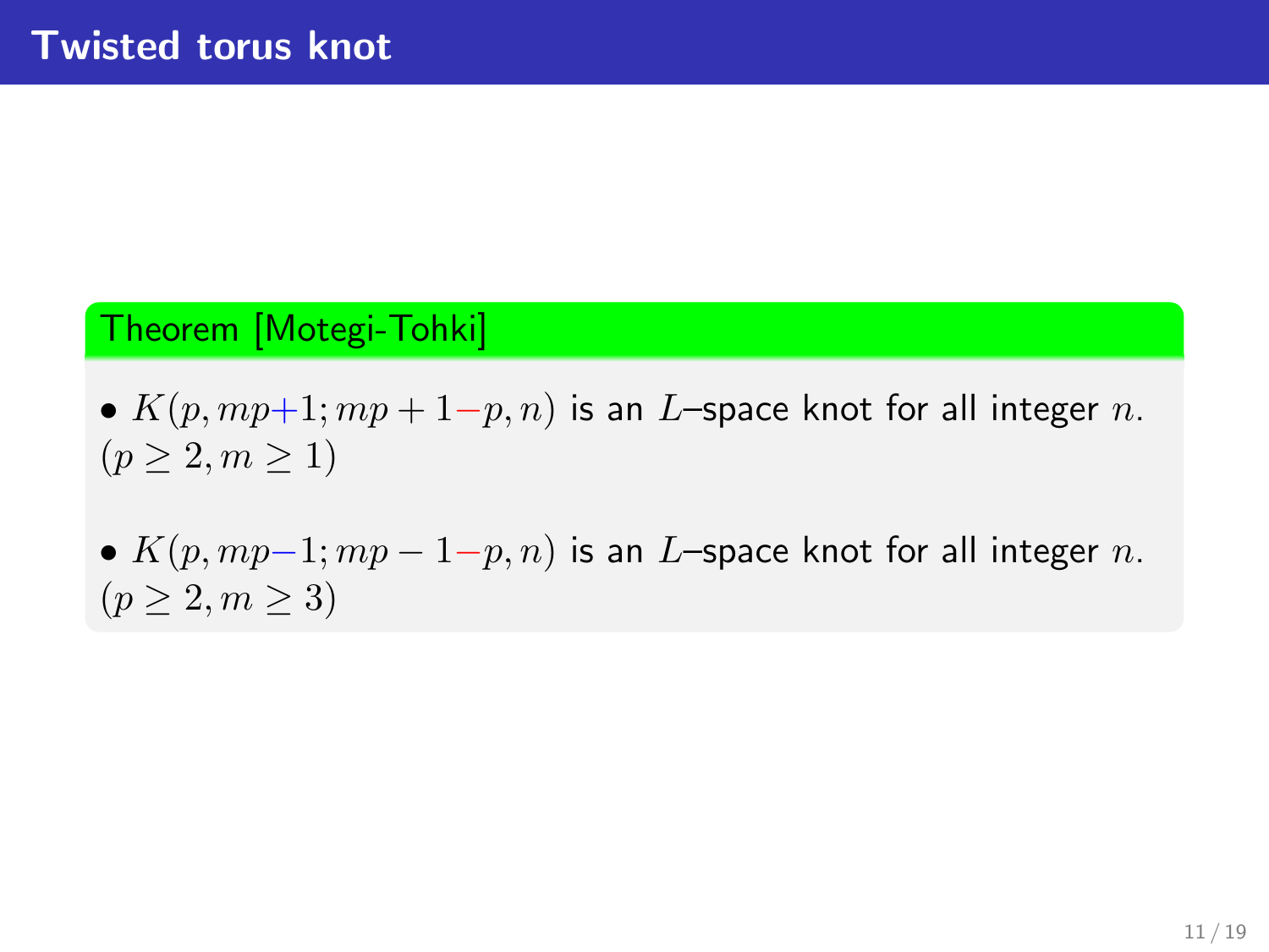# Twisted torus knot

**Theorem [Motegi-Tohki]**

- $K(p, mp+1; mp+1-p, n)$ is an $L$–space knot for all integer $n$. $(p \geq 2, m \geq 1)$

- $K(p, mp-1; mp-1-p, n)$ is an $L$–space knot for all integer $n$. $(p \geq 2, m \geq 3)$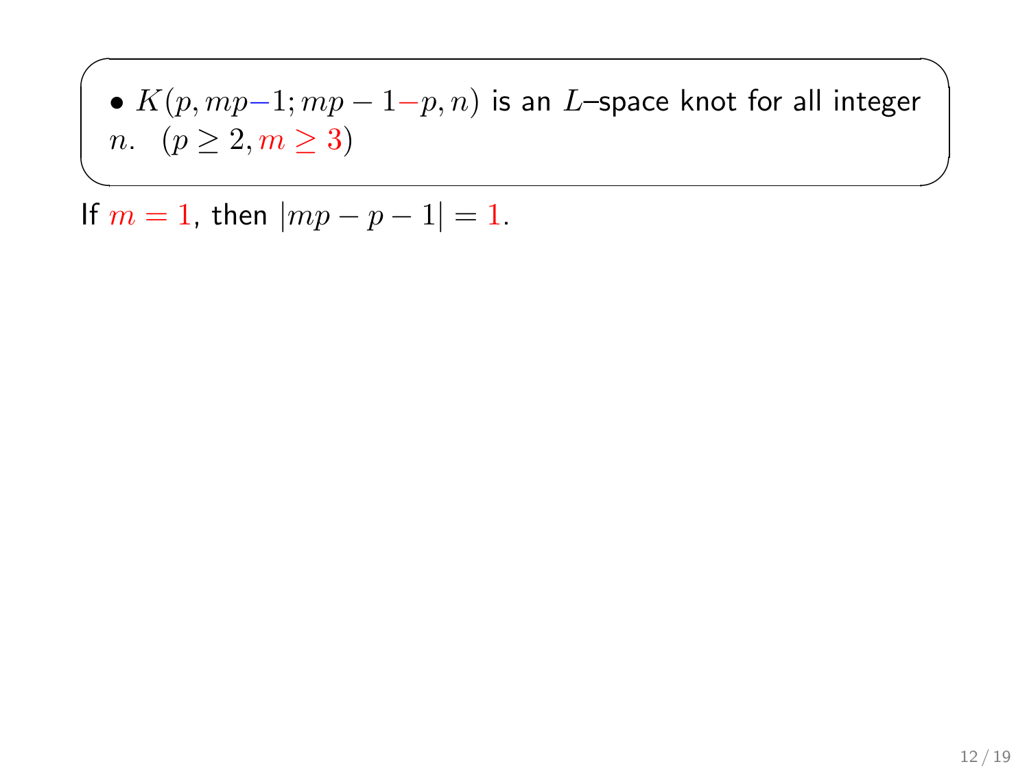- $K(p, mp{-}1; mp - 1 - p, n)$ is an $L$–space knot for all integer $n$. $(p \geq 2, m \geq 3)$

If $m = 1$, then $|mp - p - 1| = 1$.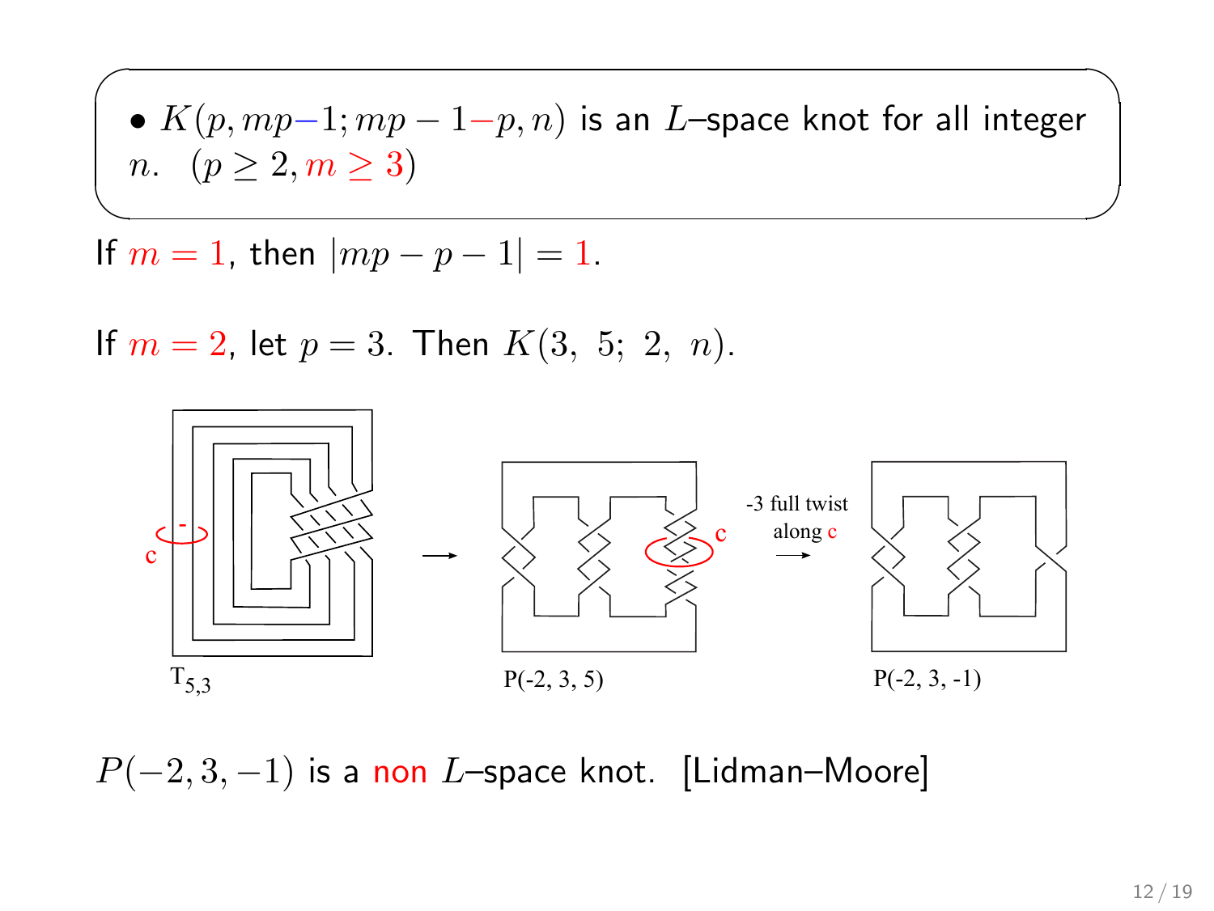- $K(p, mp-1; mp-1-p, n)$ is an $L$–space knot for all integer $n$. $(p \geq 2, m \geq 3)$

If $m = 1$, then $|mp - p - 1| = 1$.

If $m = 2$, let $p = 3$. Then $K(3,\ 5;\ 2,\ n)$.

$T_{5,3}$ → P(-2, 3, 5) → (-3 full twist along c) → P(-2, 3, -1)

$P(-2, 3, -1)$ is a non $L$–space knot. [Lidman–Moore]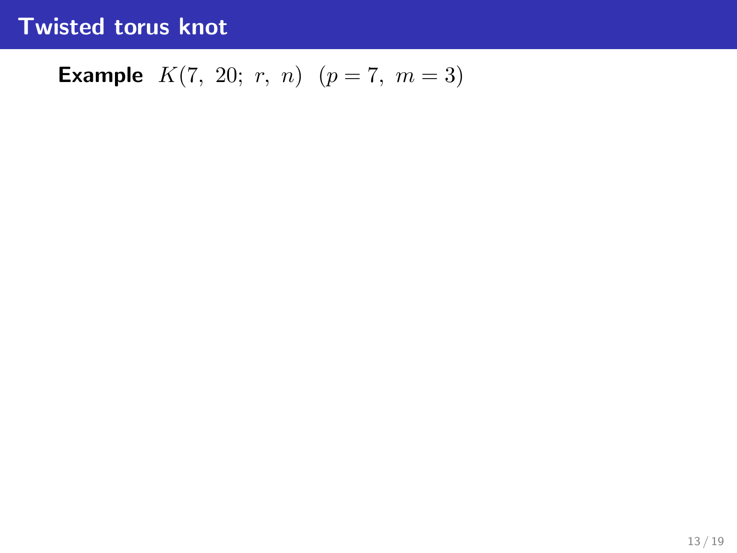## Twisted torus knot

**Example** $K(7,\ 20;\ r,\ n)\ \ (p = 7,\ m = 3)$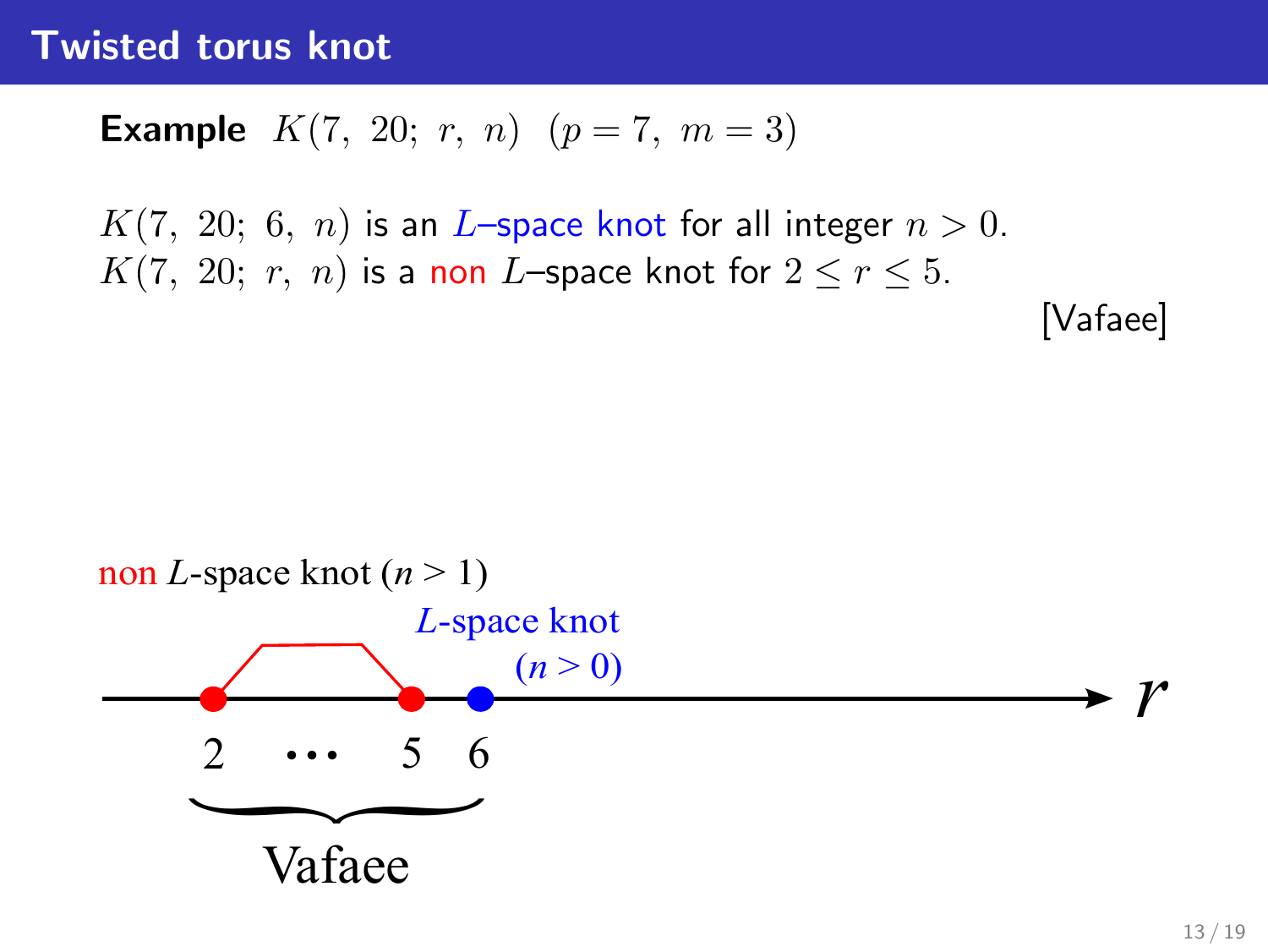# Twisted torus knot

**Example** $K(7,\ 20;\ r,\ n)$ $(p = 7,\ m = 3)$

$K(7,\ 20;\ 6,\ n)$ is an $L$–space knot for all integer $n > 0$.
$K(7,\ 20;\ r,\ n)$ is a non $L$–space knot for $2 \leq r \leq 5$.

[Vafaee]

non $L$-space knot $(n > 1)$

$L$-space knot $(n > 0)$

$2 \quad \cdots \quad 5 \quad 6$ $\quad r$

Vafaee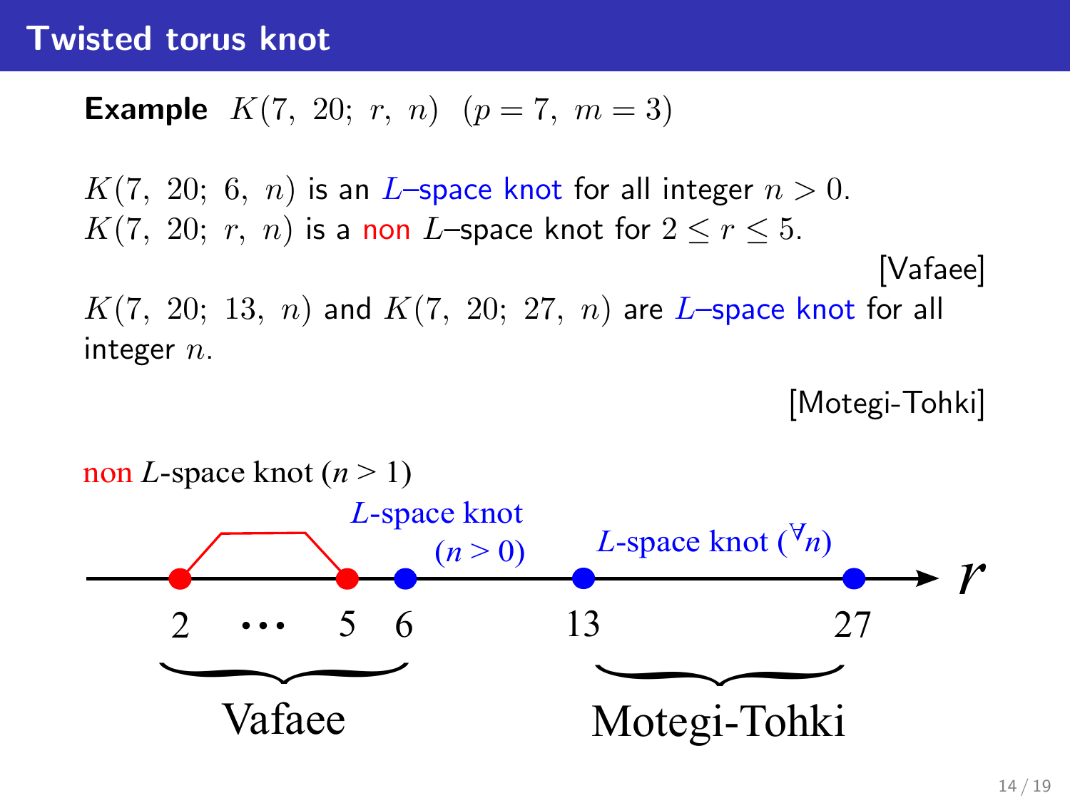## Twisted torus knot

**Example** $K(7,\ 20;\ r,\ n)$ $(p = 7,\ m = 3)$

$K(7,\ 20;\ 6,\ n)$ is an $L$–space knot for all integer $n > 0$.
$K(7,\ 20;\ r,\ n)$ is a non $L$–space knot for $2 \leq r \leq 5$.

[Vafaee]

$K(7,\ 20;\ 13,\ n)$ and $K(7,\ 20;\ 27,\ n)$ are $L$–space knot for all integer $n$.

[Motegi-Tohki]

non $L$-space knot ($n > 1$)

$L$-space knot ($n > 0$)

$L$-space knot ($^{\forall}n$)

$r$

2 ⋯ 5 6 13 27

Vafaee

Motegi-Tohki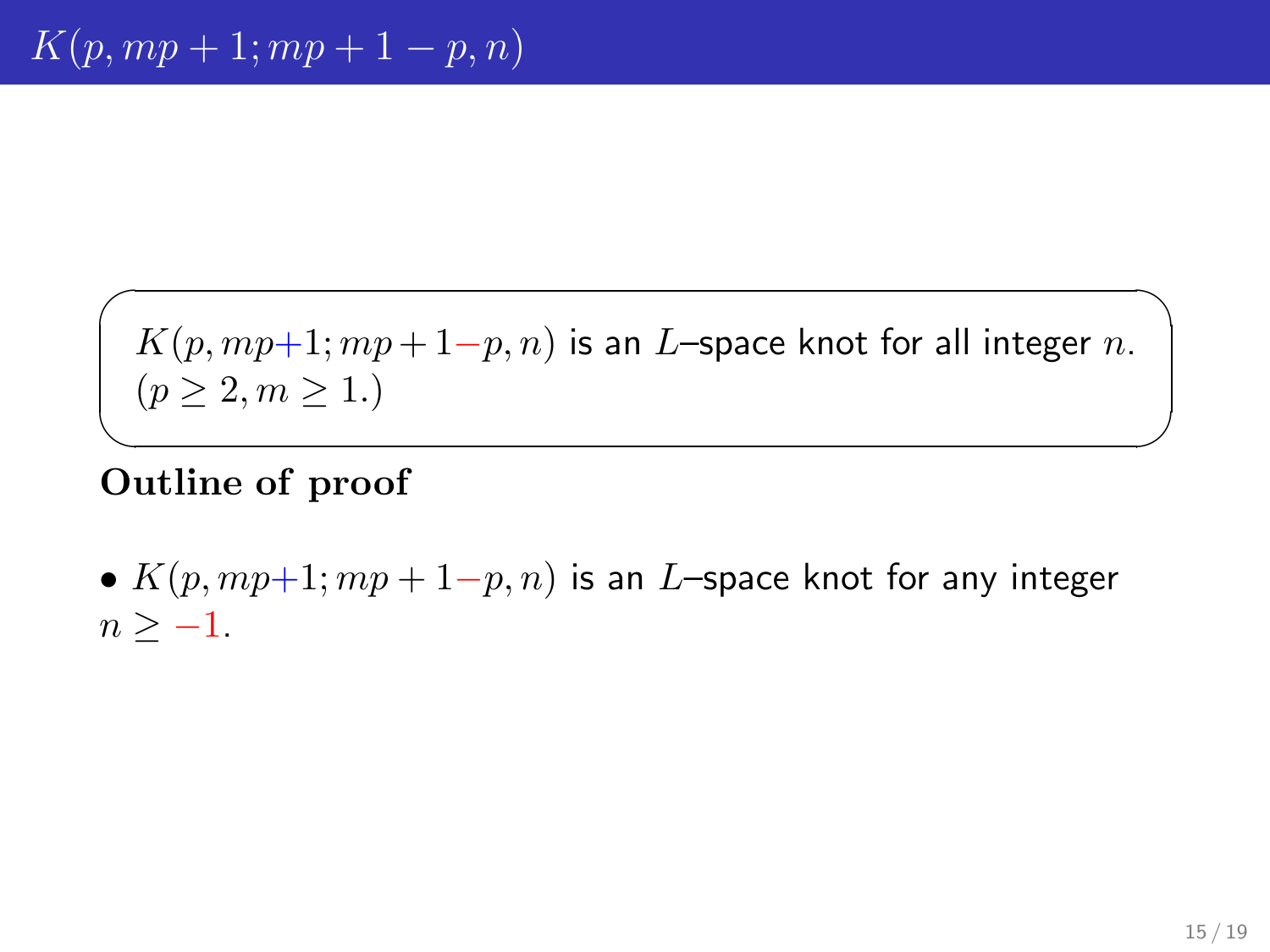# $K(p, mp+1; mp+1-p, n)$

> $K(p, mp+1; mp+1-p, n)$ is an $L$–space knot for all integer $n$.
> $(p \geq 2, m \geq 1.)$

**Outline of proof**

- $K(p, mp+1; mp+1-p, n)$ is an $L$–space knot for any integer $n \geq -1$.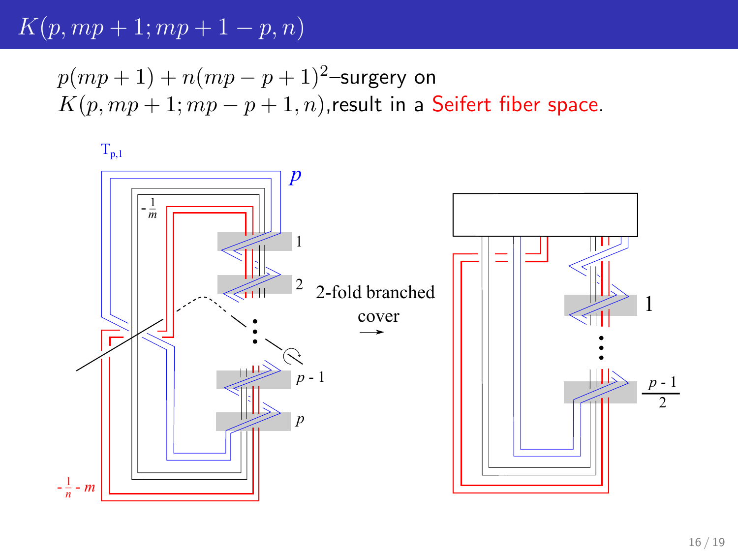# $K(p, mp+1; mp+1-p, n)$

$p(mp+1) + n(mp-p+1)^2$–surgery on $K(p, mp+1; mp-p+1, n)$,result in a Seifert fiber space.

$T_{p,1}$

$p$

$-\frac{1}{m}$

1

2

$p$ - 1

$p$

$-\frac{1}{n} - m$

2-fold branched cover

1

$\frac{p-1}{2}$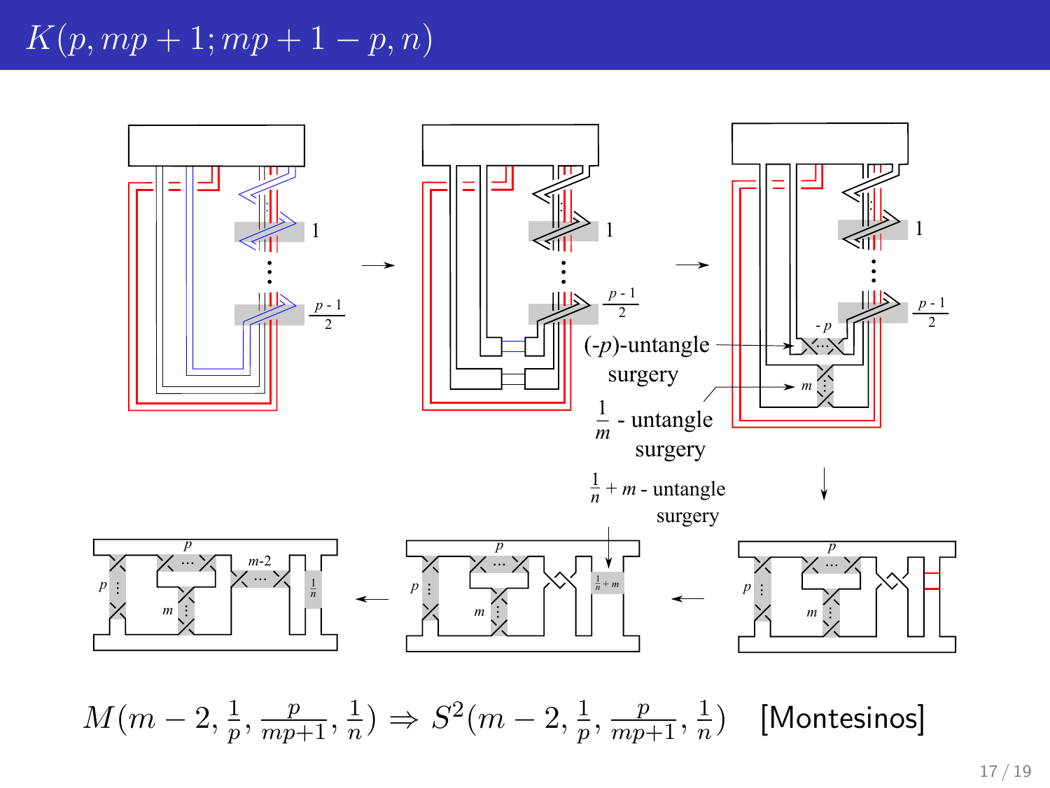# $K(p, mp+1; mp+1-p, n)$

(-$p$)-untangle surgery

$\frac{1}{m}$ - untangle surgery

$\frac{1}{n} + m$ - untangle surgery

$$M(m-2, \tfrac{1}{p}, \tfrac{p}{mp+1}, \tfrac{1}{n}) \Rightarrow S^2(m-2, \tfrac{1}{p}, \tfrac{p}{mp+1}, \tfrac{1}{n}) \quad \text{[Montesinos]}$$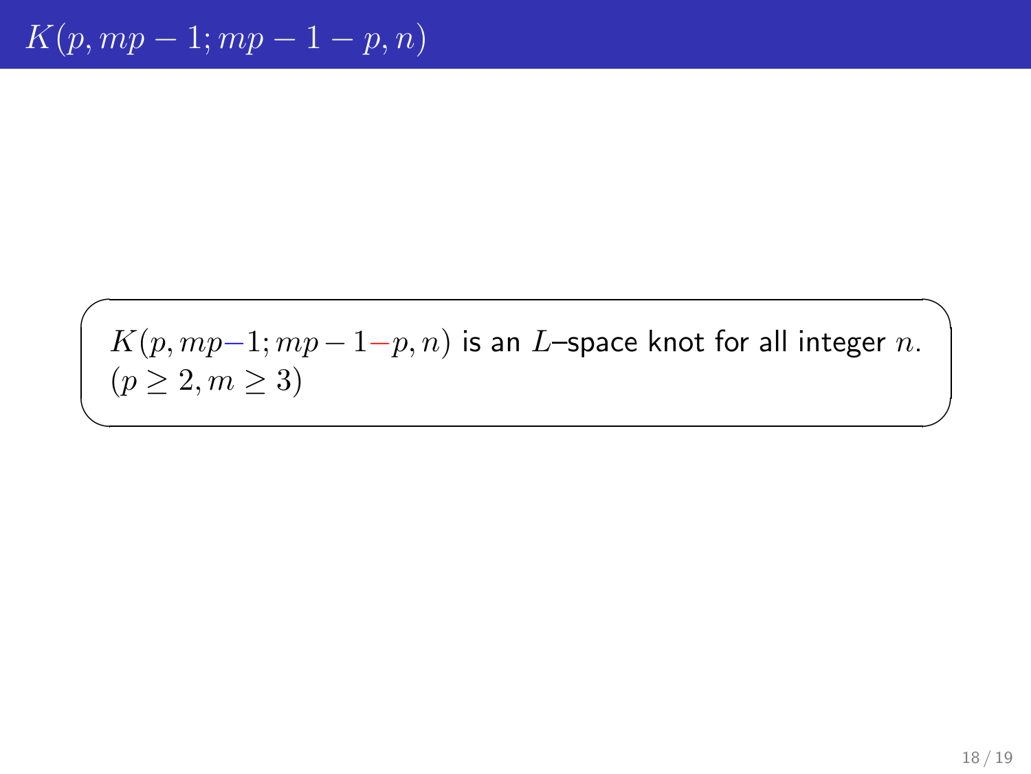# $K(p, mp-1; mp-1-p, n)$

$K(p, mp-1; mp-1-p, n)$ is an $L$–space knot for all integer $n$. $(p \geq 2, m \geq 3)$